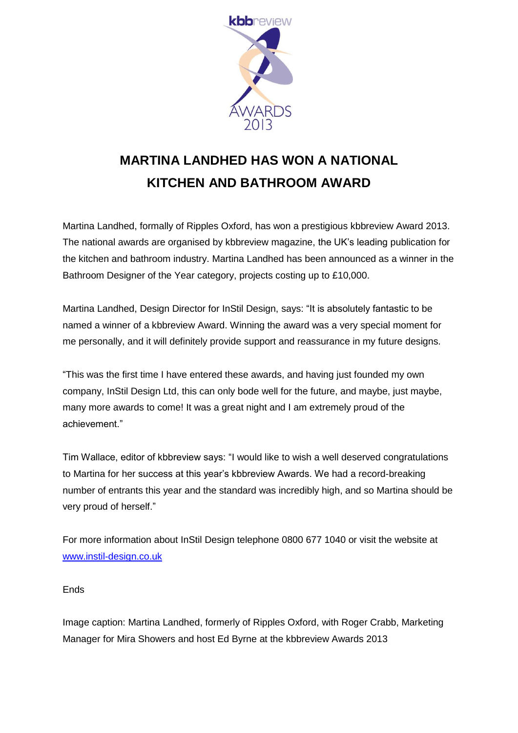# MARTINA LANDHED HAS WON A NATIONAL KITCHEN AND BATHROOM AWARD

Martina Landhed, formally of Ripples Oxford, has won a prestigious kbbreview Award 2013. The national awards are organised by kbbreview magazine, the UK's leading publication for the kitchen and bathroom industry. Martina Landhed has been announced as a winner in the Bathroom Designer of the Year category, projects costing up to £10,000.

Martina Landhed, Design Director for InStil Design, says: "It is absolutely fantastic to be named a winner of a kbbreview Award. Winning the award was a very special moment for me personally, and it will definitely provide support and reassurance in my future designs.

"This was the first time I have entered these awards, and having just founded my own company, InStil Design Ltd, this can only bode well for the future, and maybe, just maybe, many more awards to come! It was a great night and I am extremely proud of the achievement."

Tim Wallace, editor of kbbreview says: "I would like to wish a well deserved congratulations to Martina for her success at this year's kbbreview Awards. We had a record-breaking number of entrants this year and the standard was incredibly high, and so Martina should be very proud of herself."

For more information about InStil Design telephone 0800 677 1040 or visit the website at [www.instil-design.co.uk](http://www.instil-design.co.uk)

Ends

Image caption: Martina Landhed, formerly of Ripples Oxford, with Roger Crabb, Marketing Manager for Mira Showers and host Ed Byrne at the kbbreview Awards 2013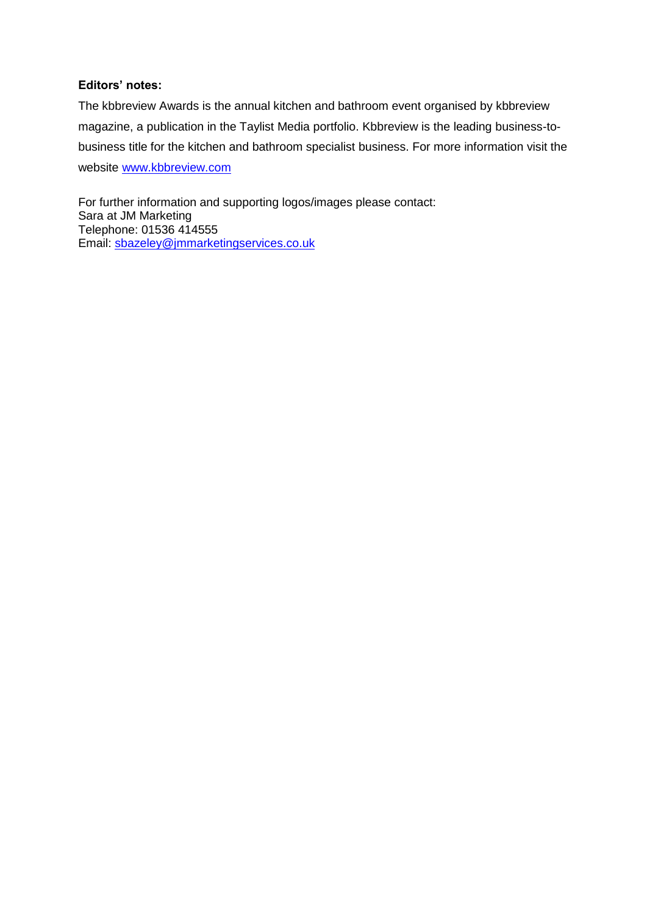**Editors' notes:**

The kbbreview Awards is the annual kitchen and bathroom event organised by kbbreview magazine, a publication in the Taylist Media portfolio. Kbbreview is the leading business-to-business title for the kitchen and bathroom specialist business. For more information visit the website [www.kbbreview.com](http://www.kbbreview.com)

For further information and supporting logos/images please contact:
Sara at JM Marketing
Telephone: 01536 414555
Email: [sbazeley@jmmarketingservices.co.uk](mailto:sbazeley@jmmarketingservices.co.uk)